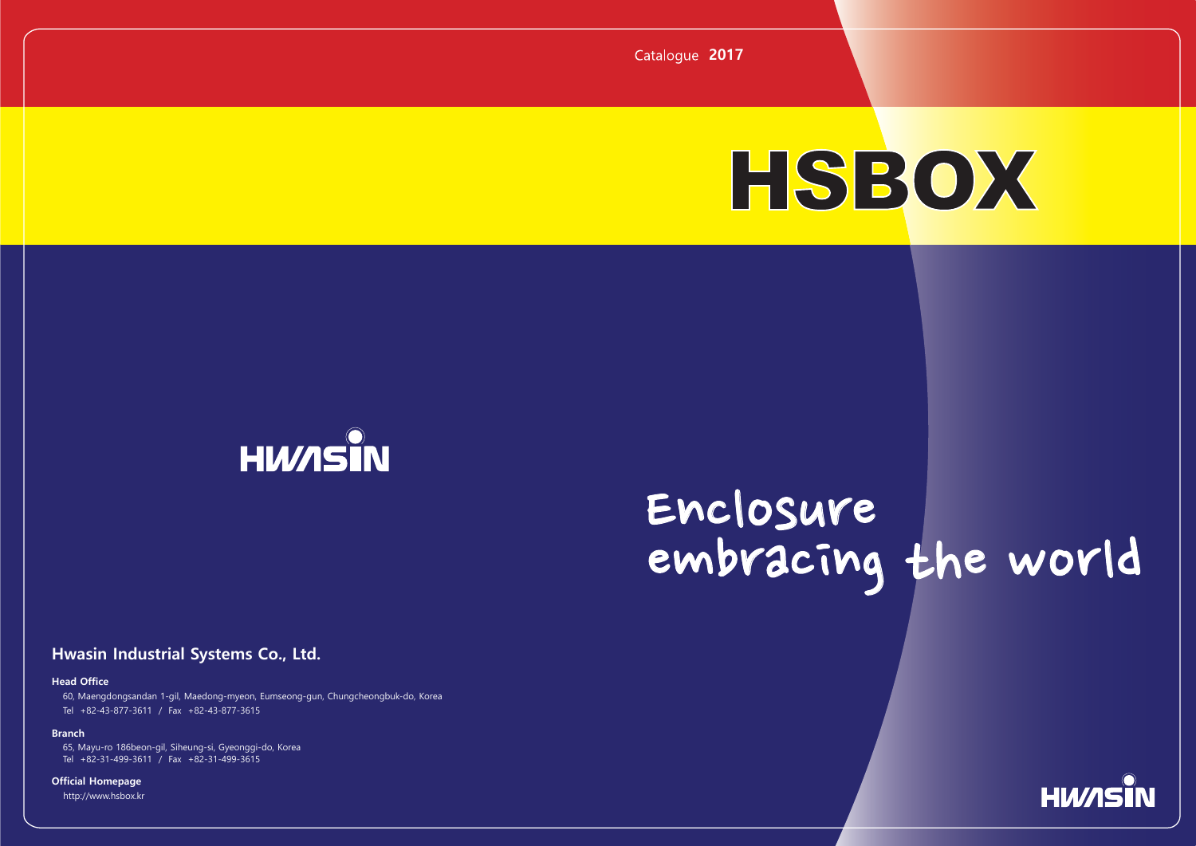Catalogue **2017**

# HSBOX

HWASIN

## Enclosure embracing the world

### Hwasin Industrial Systems Co., Ltd.

**Head Office**

60, Maengdongsandan 1-gil, Maedong-myeon, Eumseong-gun, Chungcheongbuk-do, Korea
Tel +82-43-877-3611 / Fax +82-43-877-3615

**Branch**

65, Mayu-ro 186beon-gil, Siheung-si, Gyeonggi-do, Korea
Tel +82-31-499-3611 / Fax +82-31-499-3615

**Official Homepage**

http://www.hsbox.kr

HWASIN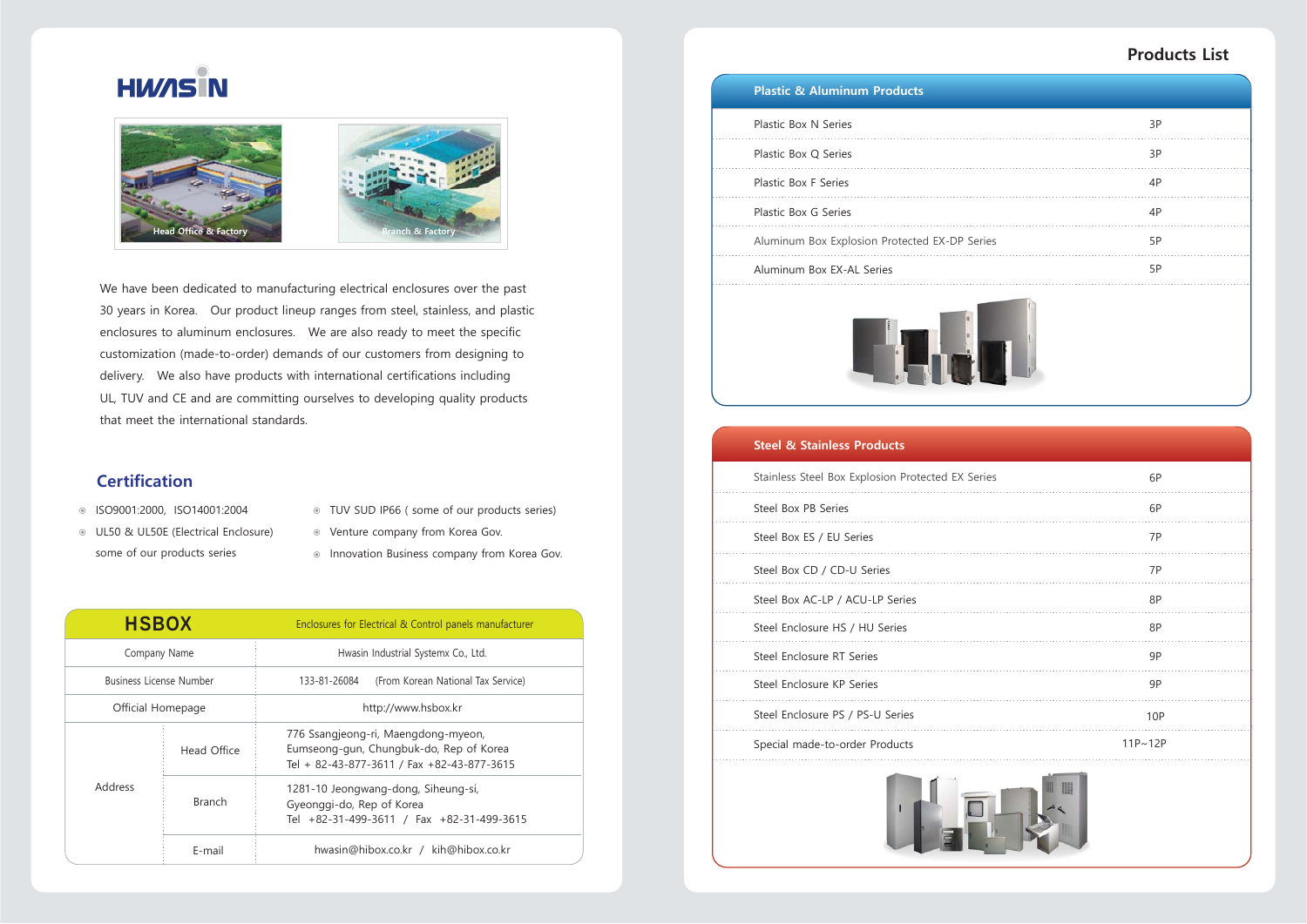HWASIN

Head Office & Factory

Branch & Factory

We have been dedicated to manufacturing electrical enclosures over the past 30 years in Korea. Our product lineup ranges from steel, stainless, and plastic enclosures to aluminum enclosures. We are also ready to meet the specific customization (made-to-order) demands of our customers from designing to delivery. We also have products with international certifications including UL, TUV and CE and are committing ourselves to developing quality products that meet the international standards.

## Certification

- ISO9001:2000, ISO14001:2004
- UL50 & UL50E (Electrical Enclosure) some of our products series
- TUV SUD IP66 ( some of our products series)
- Venture company from Korea Gov.
- Innovation Business company from Korea Gov.

| HSBOX | | Enclosures for Electrical & Control panels manufacturer |
|---|---|---|
| Company Name | | Hwasin Industrial Systemx Co., Ltd. |
| Business License Number | | 133-81-26084 (From Korean National Tax Service) |
| Official Homepage | | http://www.hsbox.kr |
| Address | Head Office | 776 Ssangjeong-ri, Maengdong-myeon, Eumseong-gun, Chungbuk-do, Rep of Korea Tel + 82-43-877-3611 / Fax +82-43-877-3615 |
| | Branch | 1281-10 Jeongwang-dong, Siheung-si, Gyeonggi-do, Rep of Korea Tel +82-31-499-3611 / Fax +82-31-499-3615 |
| | E-mail | hwasin@hibox.co.kr / kih@hibox.co.kr |

# Products List

| Plastic & Aluminum Products | |
|---|---|
| Plastic Box N Series | 3P |
| Plastic Box Q Series | 3P |
| Plastic Box F Series | 4P |
| Plastic Box G Series | 4P |
| Aluminum Box Explosion Protected EX-DP Series | 5P |
| Aluminum Box EX-AL Series | 5P |

| Steel & Stainless Products | |
|---|---|
| Stainless Steel Box Explosion Protected EX Series | 6P |
| Steel Box PB Series | 6P |
| Steel Box ES / EU Series | 7P |
| Steel Box CD / CD-U Series | 7P |
| Steel Box AC-LP / ACU-LP Series | 8P |
| Steel Enclosure HS / HU Series | 8P |
| Steel Enclosure RT Series | 9P |
| Steel Enclosure KP Series | 9P |
| Steel Enclosure PS / PS-U Series | 10P |
| Special made-to-order Products | 11P~12P |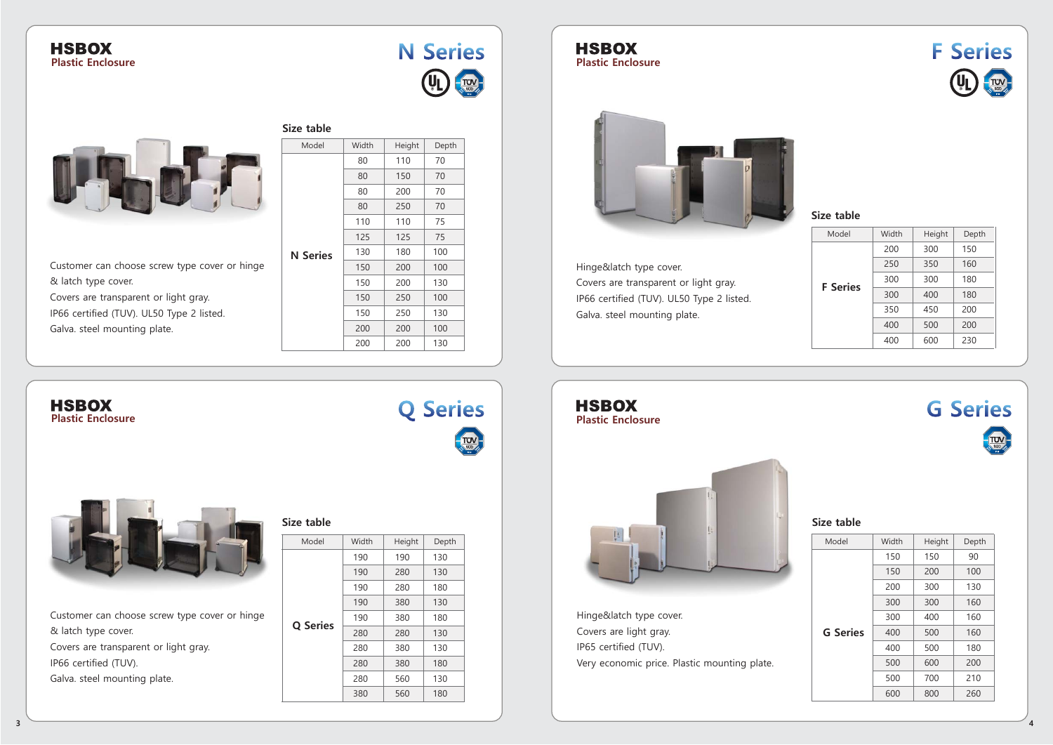# HSBOX

## Plastic Enclosure

# N Series

Customer can choose screw type cover or hinge & latch type cover.
Covers are transparent or light gray.
IP66 certified (TUV). UL50 Type 2 listed.
Galva. steel mounting plate.

### Size table

| Model | Width | Height | Depth |
|---|---|---|---|
| N Series | 80 | 110 | 70 |
| | 80 | 150 | 70 |
| | 80 | 200 | 70 |
| | 80 | 250 | 70 |
| | 110 | 110 | 75 |
| | 125 | 125 | 75 |
| | 130 | 180 | 100 |
| | 150 | 200 | 100 |
| | 150 | 200 | 130 |
| | 150 | 250 | 100 |
| | 150 | 250 | 130 |
| | 200 | 200 | 100 |
| | 200 | 200 | 130 |

# HSBOX

## Plastic Enclosure

# F Series

Hinge&latch type cover.
Covers are transparent or light gray.
IP66 certified (TUV). UL50 Type 2 listed.
Galva. steel mounting plate.

### Size table

| Model | Width | Height | Depth |
|---|---|---|---|
| F Series | 200 | 300 | 150 |
| | 250 | 350 | 160 |
| | 300 | 300 | 180 |
| | 300 | 400 | 180 |
| | 350 | 450 | 200 |
| | 400 | 500 | 200 |
| | 400 | 600 | 230 |

# HSBOX

## Plastic Enclosure

# Q Series

Customer can choose screw type cover or hinge & latch type cover.
Covers are transparent or light gray.
IP66 certified (TUV).
Galva. steel mounting plate.

### Size table

| Model | Width | Height | Depth |
|---|---|---|---|
| Q Series | 190 | 190 | 130 |
| | 190 | 280 | 130 |
| | 190 | 280 | 180 |
| | 190 | 380 | 130 |
| | 190 | 380 | 180 |
| | 280 | 280 | 130 |
| | 280 | 380 | 130 |
| | 280 | 380 | 180 |
| | 280 | 560 | 130 |
| | 380 | 560 | 180 |

# HSBOX

## Plastic Enclosure

# G Series

Hinge&latch type cover.
Covers are light gray.
IP65 certified (TUV).
Very economic price. Plastic mounting plate.

### Size table

| Model | Width | Height | Depth |
|---|---|---|---|
| G Series | 150 | 150 | 90 |
| | 150 | 200 | 100 |
| | 200 | 300 | 130 |
| | 300 | 300 | 160 |
| | 300 | 400 | 160 |
| | 400 | 500 | 160 |
| | 400 | 500 | 180 |
| | 500 | 600 | 200 |
| | 500 | 700 | 210 |
| | 600 | 800 | 260 |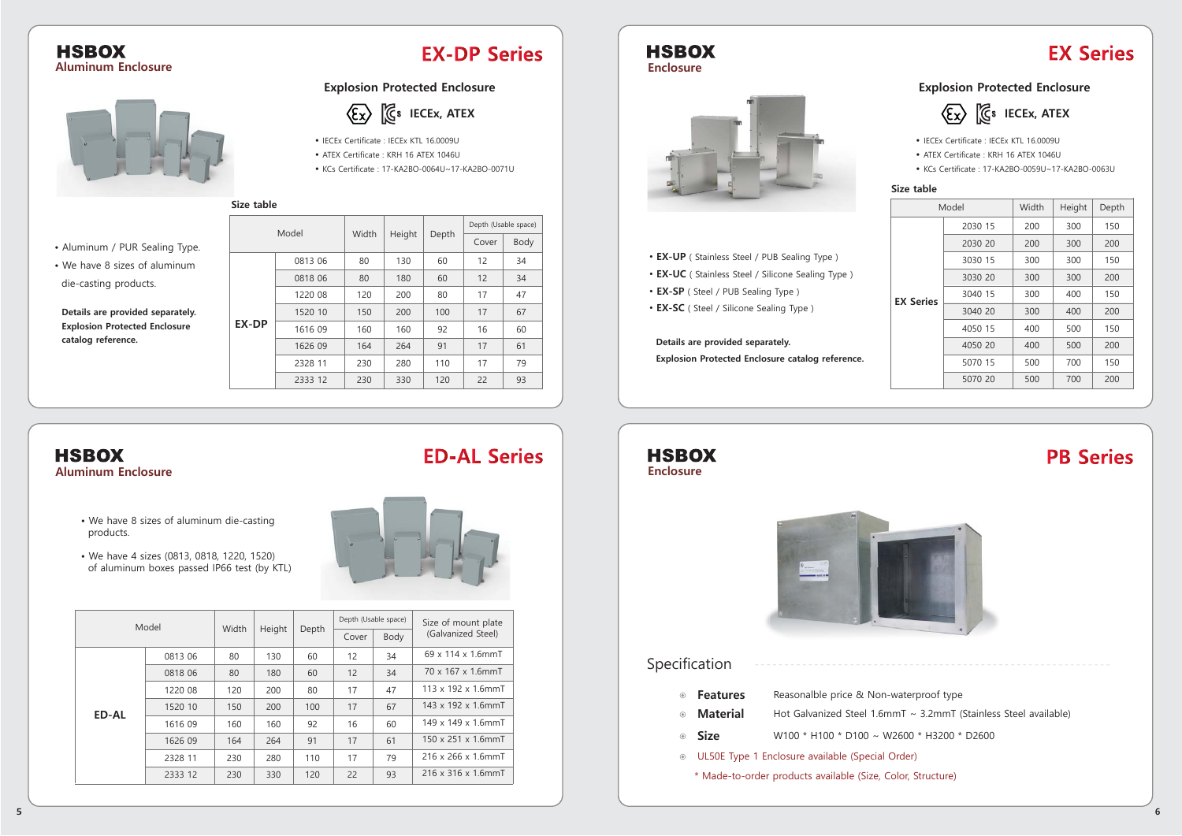# HSBOX
## Aluminum Enclosure

# EX-DP Series

### Explosion Protected Enclosure

IECEx, ATEX

- IECEx Certificate : IECEx KTL 16.0009U
- ATEX Certificate : KRH 16 ATEX 1046U
- KCs Certificate : 17-KA2BO-0064U~17-KA2BO-0071U

- Aluminum / PUR Sealing Type.
- We have 8 sizes of aluminum die-casting products.

**Details are provided separately. Explosion Protected Enclosure catalog reference.**

**Size table**

| Model | | Width | Height | Depth | Depth (Usable space) | |
|---|---|---|---|---|---|---|
| | | | | | Cover | Body |
| EX-DP | 0813 06 | 80 | 130 | 60 | 12 | 34 |
| | 0818 06 | 80 | 180 | 60 | 12 | 34 |
| | 1220 08 | 120 | 200 | 80 | 17 | 47 |
| | 1520 10 | 150 | 200 | 100 | 17 | 67 |
| | 1616 09 | 160 | 160 | 92 | 16 | 60 |
| | 1626 09 | 164 | 264 | 91 | 17 | 61 |
| | 2328 11 | 230 | 280 | 110 | 17 | 79 |
| | 2333 12 | 230 | 330 | 120 | 22 | 93 |

# HSBOX
## Enclosure

# EX Series

### Explosion Protected Enclosure

IECEx, ATEX

- IECEx Certificate : IECEx KTL 16.0009U
- ATEX Certificate : KRH 16 ATEX 1046U
- KCs Certificate : 17-KA2BO-0059U~17-KA2BO-0063U

- **EX-UP** ( Stainless Steel / PUB Sealing Type )
- **EX-UC** ( Stainless Steel / Silicone Sealing Type )
- **EX-SP** ( Steel / PUB Sealing Type )
- **EX-SC** ( Steel / Silicone Sealing Type )

**Details are provided separately. Explosion Protected Enclosure catalog reference.**

**Size table**

| Model | | Width | Height | Depth |
|---|---|---|---|---|
| EX Series | 2030 15 | 200 | 300 | 150 |
| | 2030 20 | 200 | 300 | 200 |
| | 3030 15 | 300 | 300 | 150 |
| | 3030 20 | 300 | 300 | 200 |
| | 3040 15 | 300 | 400 | 150 |
| | 3040 20 | 300 | 400 | 200 |
| | 4050 15 | 400 | 500 | 150 |
| | 4050 20 | 400 | 500 | 200 |
| | 5070 15 | 500 | 700 | 150 |
| | 5070 20 | 500 | 700 | 200 |

# HSBOX
## Aluminum Enclosure

# ED-AL Series

- We have 8 sizes of aluminum die-casting products.
- We have 4 sizes (0813, 0818, 1220, 1520) of aluminum boxes passed IP66 test (by KTL)

| Model | | Width | Height | Depth | Depth (Usable space) | | Size of mount plate (Galvanized Steel) |
|---|---|---|---|---|---|---|---|
| | | | | | Cover | Body | |
| ED-AL | 0813 06 | 80 | 130 | 60 | 12 | 34 | 69 x 114 x 1.6mmT |
| | 0818 06 | 80 | 180 | 60 | 12 | 34 | 70 x 167 x 1.6mmT |
| | 1220 08 | 120 | 200 | 80 | 17 | 47 | 113 x 192 x 1.6mmT |
| | 1520 10 | 150 | 200 | 100 | 17 | 67 | 143 x 192 x 1.6mmT |
| | 1616 09 | 160 | 160 | 92 | 16 | 60 | 149 x 149 x 1.6mmT |
| | 1626 09 | 164 | 264 | 91 | 17 | 61 | 150 x 251 x 1.6mmT |
| | 2328 11 | 230 | 280 | 110 | 17 | 79 | 216 x 266 x 1.6mmT |
| | 2333 12 | 230 | 330 | 120 | 22 | 93 | 216 x 316 x 1.6mmT |

# HSBOX
## Enclosure

# PB Series

## Specification

- **Features** Reasonalble price & Non-waterproof type
- **Material** Hot Galvanized Steel 1.6mmT ~ 3.2mmT (Stainless Steel available)
- **Size** W100 * H100 * D100 ~ W2600 * H3200 * D2600
- UL50E Type 1 Enclosure available (Special Order)

\* Made-to-order products available (Size, Color, Structure)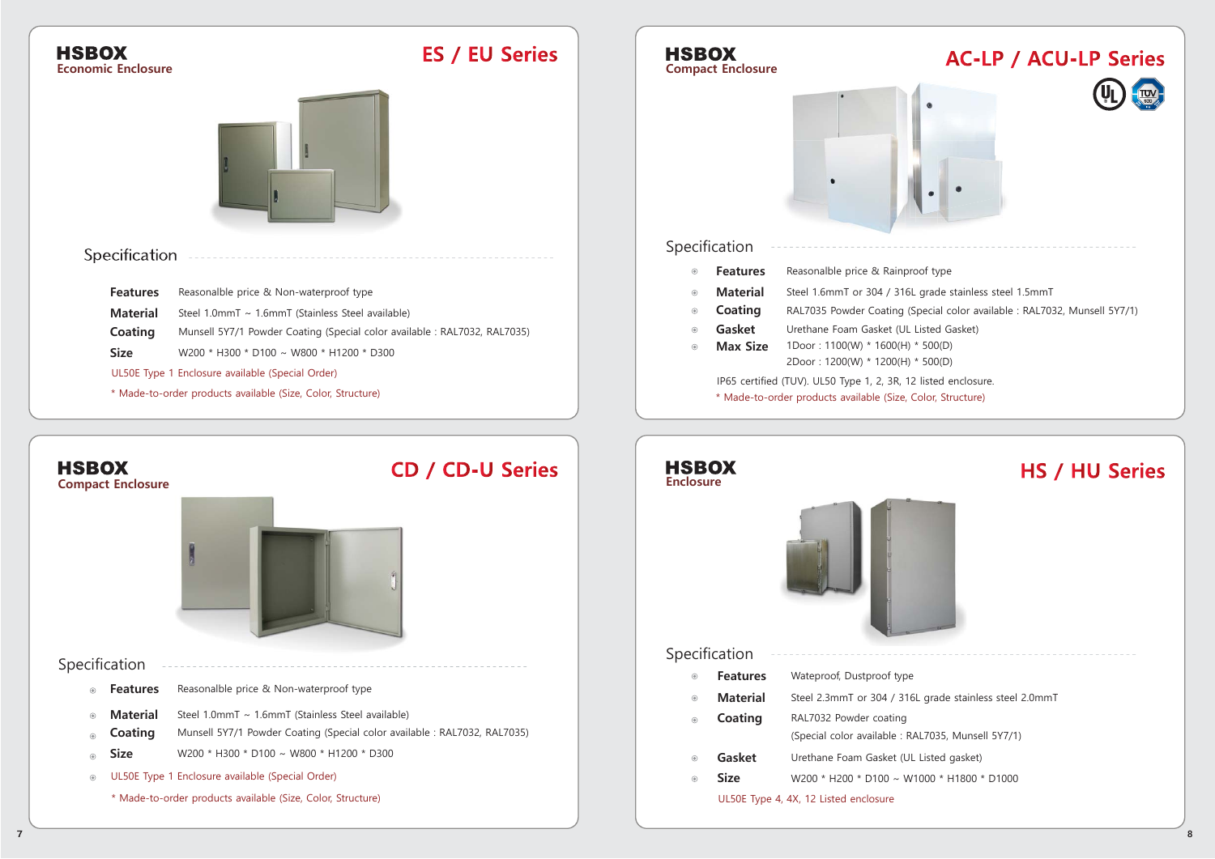# HSBOX
Economic Enclosure

## ES / EU Series

### Specification

**Features** Reasonalble price & Non-waterproof type

**Material** Steel 1.0mmT ~ 1.6mmT (Stainless Steel available)

**Coating** Munsell 5Y7/1 Powder Coating (Special color available : RAL7032, RAL7035)

**Size** W200 * H300 * D100 ~ W800 * H1200 * D300

UL50E Type 1 Enclosure available (Special Order)

* Made-to-order products available (Size, Color, Structure)

# HSBOX
Compact Enclosure

## CD / CD-U Series

### Specification

- **Features** Reasonalble price & Non-waterproof type
- **Material** Steel 1.0mmT ~ 1.6mmT (Stainless Steel available)
- **Coating** Munsell 5Y7/1 Powder Coating (Special color available : RAL7032, RAL7035)
- **Size** W200 * H300 * D100 ~ W800 * H1200 * D300
- UL50E Type 1 Enclosure available (Special Order)

* Made-to-order products available (Size, Color, Structure)

# HSBOX
Compact Enclosure

## AC-LP / ACU-LP Series

### Specification

- **Features** Reasonalble price & Rainproof type
- **Material** Steel 1.6mmT or 304 / 316L grade stainless steel 1.5mmT
- **Coating** RAL7035 Powder Coating (Special color available : RAL7032, Munsell 5Y7/1)
- **Gasket** Urethane Foam Gasket (UL Listed Gasket)
- **Max Size** 1Door : 1100(W) * 1600(H) * 500(D)
  2Door : 1200(W) * 1200(H) * 500(D)

IP65 certified (TUV). UL50 Type 1, 2, 3R, 12 listed enclosure.

* Made-to-order products available (Size, Color, Structure)

# HSBOX
Enclosure

## HS / HU Series

### Specification

- **Features** Wateproof, Dustproof type
- **Material** Steel 2.3mmT or 304 / 316L grade stainless steel 2.0mmT
- **Coating** RAL7032 Powder coating
  (Special color available : RAL7035, Munsell 5Y7/1)
- **Gasket** Urethane Foam Gasket (UL Listed gasket)
- **Size** W200 * H200 * D100 ~ W1000 * H1800 * D1000

UL50E Type 4, 4X, 12 Listed enclosure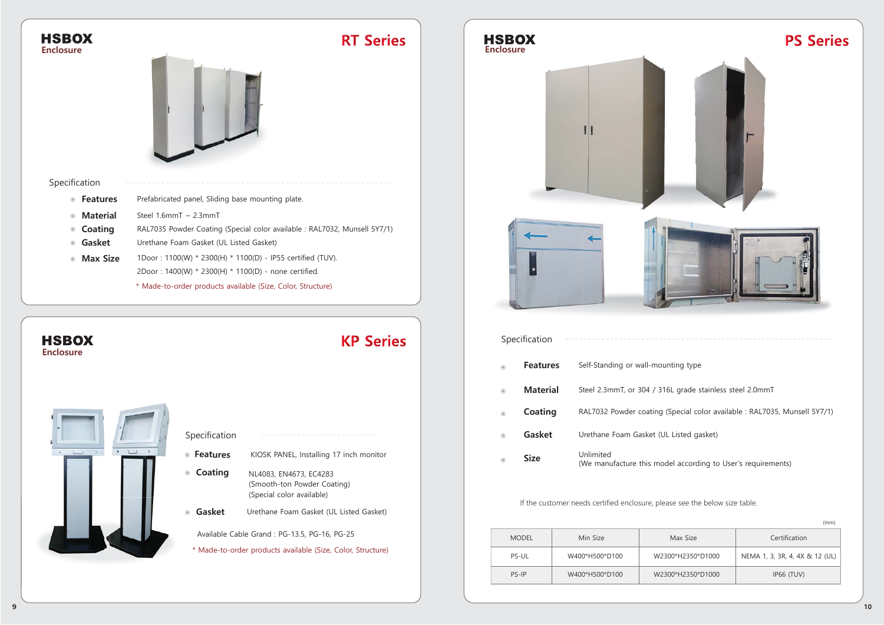**HSBOX**
**Enclosure**

# RT Series

## Specification

- **Features** Prefabricated panel, Sliding base mounting plate.
- **Material** Steel 1.6mmT ~ 2.3mmT
- **Coating** RAL7035 Powder Coating (Special color available : RAL7032, Munsell 5Y7/1)
- **Gasket** Urethane Foam Gasket (UL Listed Gasket)
- **Max Size** 1Door : 1100(W) * 2300(H) * 1100(D) - IP55 certified (TUV).
  2Door : 1400(W) * 2300(H) * 1100(D) - none certified.

\* Made-to-order products available (Size, Color, Structure)

**HSBOX**
**Enclosure**

# KP Series

## Specification

- **Features** KIOSK PANEL, Installing 17 inch monitor
- **Coating** NL4083, EN4673, EC4283
  (Smooth-ton Powder Coating)
  (Special color available)
- **Gasket** Urethane Foam Gasket (UL Listed Gasket)

Available Cable Grand : PG-13.5, PG-16, PG-25

\* Made-to-order products available (Size, Color, Structure)

**HSBOX**
**Enclosure**

# PS Series

## Specification

- **Features** Self-Standing or wall-mounting type
- **Material** Steel 2.3mmT, or 304 / 316L grade stainless steel 2.0mmT
- **Coating** RAL7032 Powder coating (Special color available : RAL7035, Munsell 5Y7/1)
- **Gasket** Urethane Foam Gasket (UL Listed gasket)
- **Size** Unlimited
  (We manufacture this model according to User's requirements)

If the customer needs certified enclosure, please see the below size table.

(mm)

| MODEL | Min Size | Max Size | Certification |
|---|---|---|---|
| PS-UL | W400*H500*D100 | W2300*H2350*D1000 | NEMA 1, 3, 3R, 4, 4X & 12 (UL) |
| PS-IP | W400*H500*D100 | W2300*H2350*D1000 | IP66 (TUV) |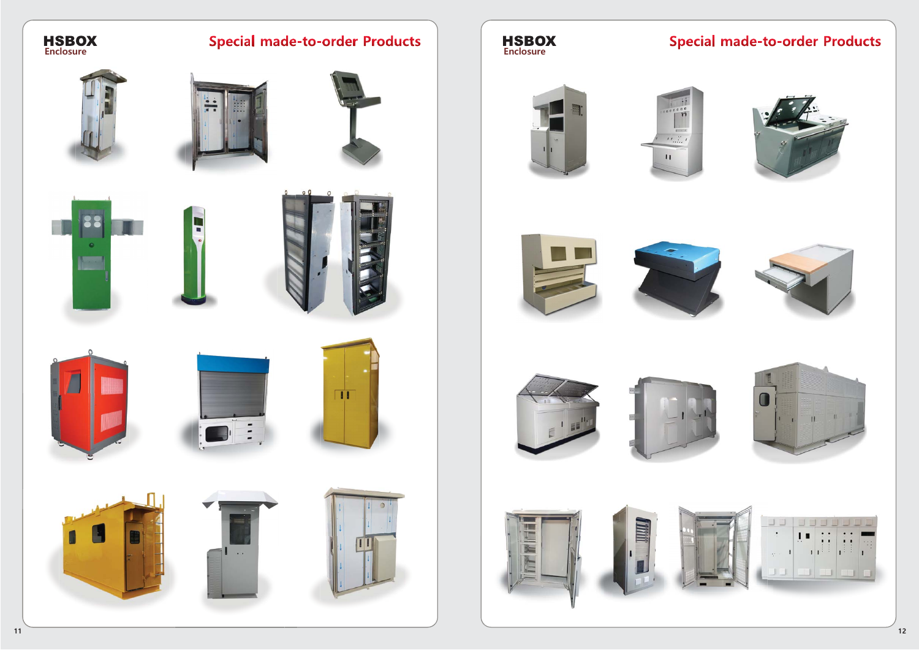HSBOX
Enclosure

## Special made-to-order Products

HSBOX
Enclosure

## Special made-to-order Products